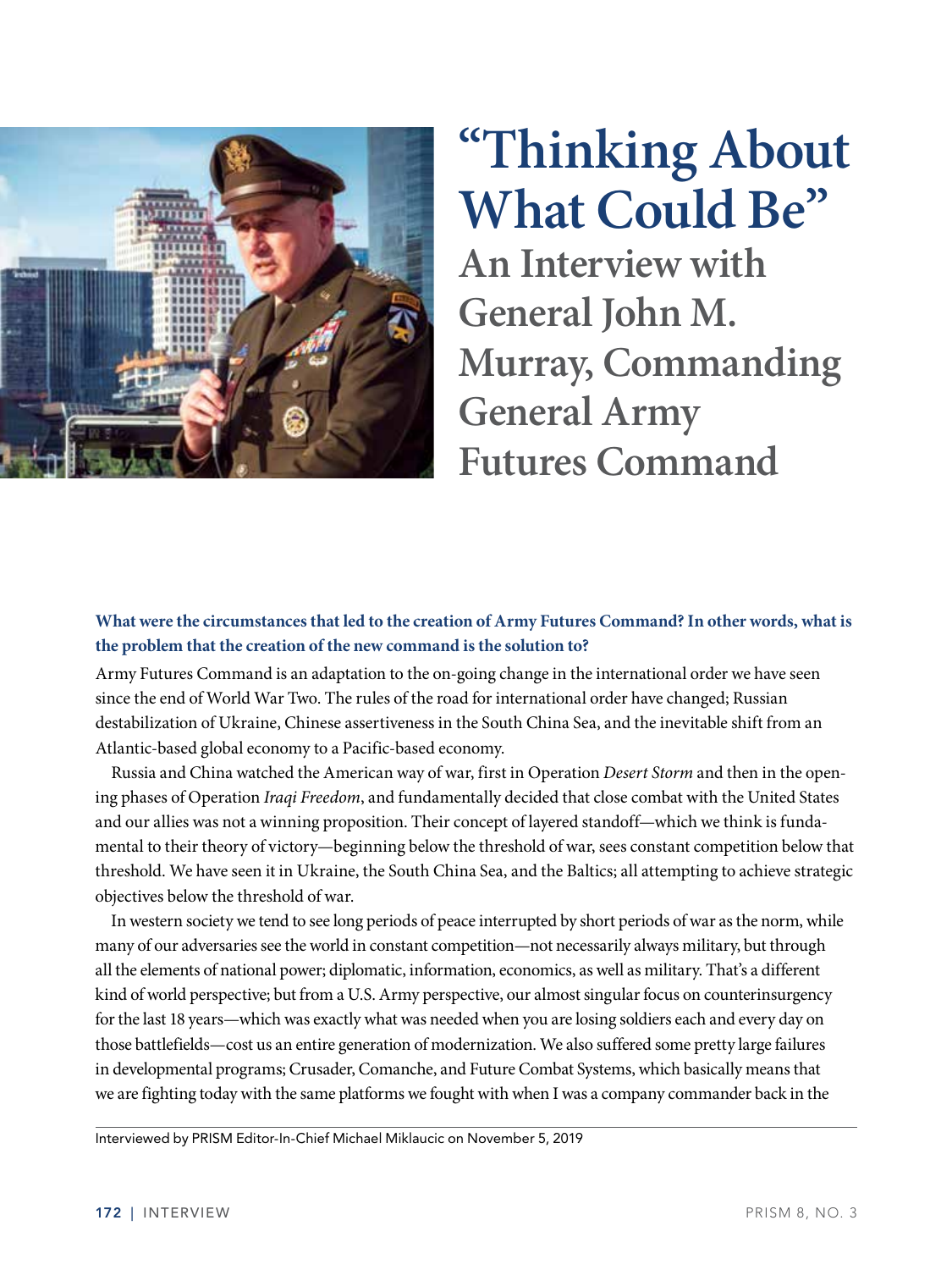# "Thinking About What Could Be"

## An Interview with General John M. Murray, Commanding General Army Futures Command

**What were the circumstances that led to the creation of Army Futures Command? In other words, what is the problem that the creation of the new command is the solution to?**

Army Futures Command is an adaptation to the on-going change in the international order we have seen since the end of World War Two. The rules of the road for international order have changed; Russian destabilization of Ukraine, Chinese assertiveness in the South China Sea, and the inevitable shift from an Atlantic-based global economy to a Pacific-based economy.

Russia and China watched the American way of war, first in Operation *Desert Storm* and then in the opening phases of Operation *Iraqi Freedom*, and fundamentally decided that close combat with the United States and our allies was not a winning proposition. Their concept of layered standoff—which we think is fundamental to their theory of victory—beginning below the threshold of war, sees constant competition below that threshold. We have seen it in Ukraine, the South China Sea, and the Baltics; all attempting to achieve strategic objectives below the threshold of war.

In western society we tend to see long periods of peace interrupted by short periods of war as the norm, while many of our adversaries see the world in constant competition—not necessarily always military, but through all the elements of national power; diplomatic, information, economics, as well as military. That's a different kind of world perspective; but from a U.S. Army perspective, our almost singular focus on counterinsurgency for the last 18 years—which was exactly what was needed when you are losing soldiers each and every day on those battlefields—cost us an entire generation of modernization. We also suffered some pretty large failures in developmental programs; Crusader, Comanche, and Future Combat Systems, which basically means that we are fighting today with the same platforms we fought with when I was a company commander back in the

Interviewed by PRISM Editor-In-Chief Michael Miklaucic on November 5, 2019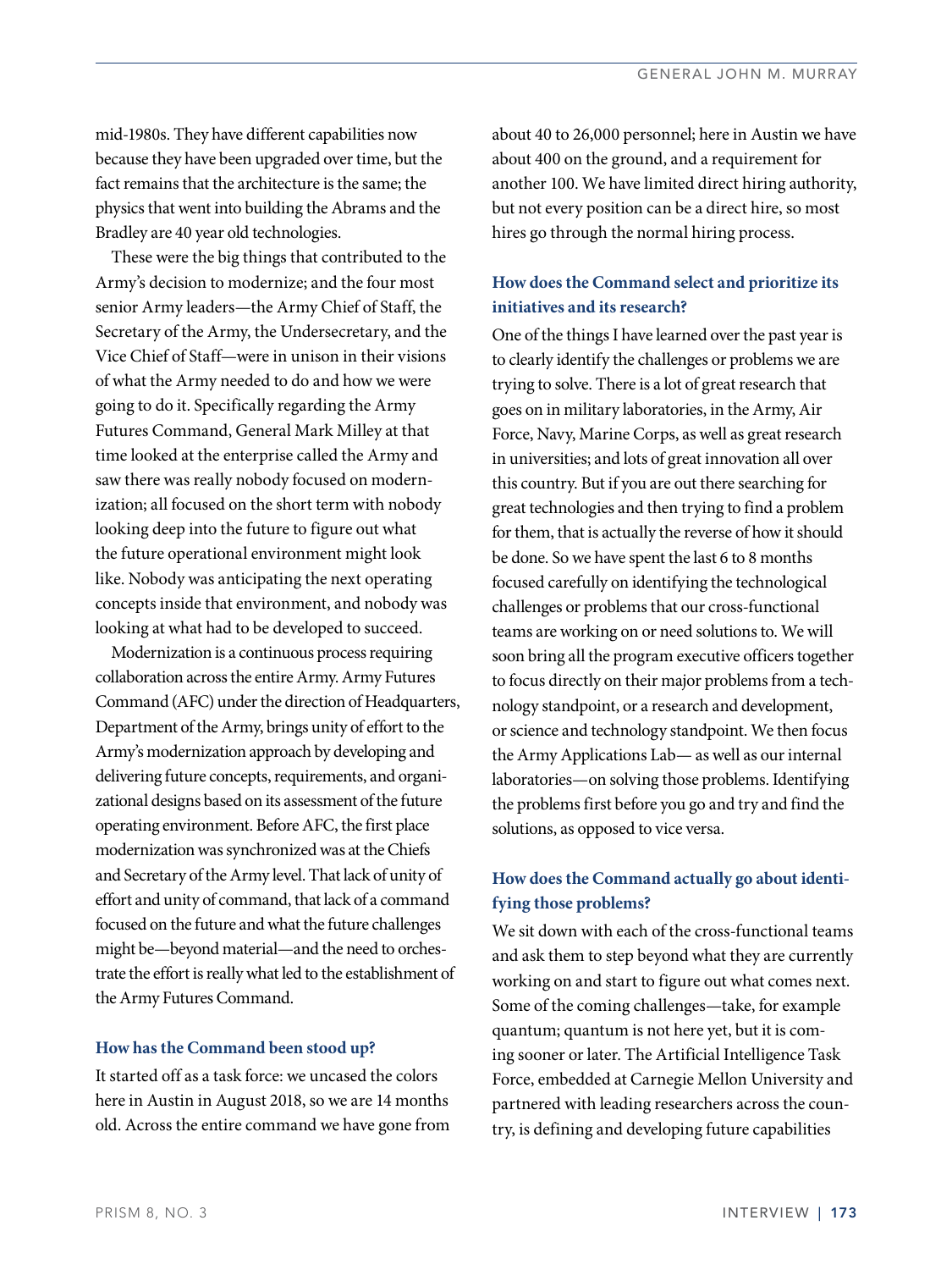mid-1980s. They have different capabilities now because they have been upgraded over time, but the fact remains that the architecture is the same; the physics that went into building the Abrams and the Bradley are 40 year old technologies.

These were the big things that contributed to the Army's decision to modernize; and the four most senior Army leaders—the Army Chief of Staff, the Secretary of the Army, the Undersecretary, and the Vice Chief of Staff—were in unison in their visions of what the Army needed to do and how we were going to do it. Specifically regarding the Army Futures Command, General Mark Milley at that time looked at the enterprise called the Army and saw there was really nobody focused on modernization; all focused on the short term with nobody looking deep into the future to figure out what the future operational environment might look like. Nobody was anticipating the next operating concepts inside that environment, and nobody was looking at what had to be developed to succeed.

Modernization is a continuous process requiring collaboration across the entire Army. Army Futures Command (AFC) under the direction of Headquarters, Department of the Army, brings unity of effort to the Army's modernization approach by developing and delivering future concepts, requirements, and organizational designs based on its assessment of the future operating environment. Before AFC, the first place modernization was synchronized was at the Chiefs and Secretary of the Army level. That lack of unity of effort and unity of command, that lack of a command focused on the future and what the future challenges might be—beyond material—and the need to orchestrate the effort is really what led to the establishment of the Army Futures Command.

### How has the Command been stood up?

It started off as a task force: we uncased the colors here in Austin in August 2018, so we are 14 months old. Across the entire command we have gone from about 40 to 26,000 personnel; here in Austin we have about 400 on the ground, and a requirement for another 100. We have limited direct hiring authority, but not every position can be a direct hire, so most hires go through the normal hiring process.

### How does the Command select and prioritize its initiatives and its research?

One of the things I have learned over the past year is to clearly identify the challenges or problems we are trying to solve. There is a lot of great research that goes on in military laboratories, in the Army, Air Force, Navy, Marine Corps, as well as great research in universities; and lots of great innovation all over this country. But if you are out there searching for great technologies and then trying to find a problem for them, that is actually the reverse of how it should be done. So we have spent the last 6 to 8 months focused carefully on identifying the technological challenges or problems that our cross-functional teams are working on or need solutions to. We will soon bring all the program executive officers together to focus directly on their major problems from a technology standpoint, or a research and development, or science and technology standpoint. We then focus the Army Applications Lab— as well as our internal laboratories—on solving those problems. Identifying the problems first before you go and try and find the solutions, as opposed to vice versa.

### How does the Command actually go about identifying those problems?

We sit down with each of the cross-functional teams and ask them to step beyond what they are currently working on and start to figure out what comes next. Some of the coming challenges—take, for example quantum; quantum is not here yet, but it is coming sooner or later. The Artificial Intelligence Task Force, embedded at Carnegie Mellon University and partnered with leading researchers across the country, is defining and developing future capabilities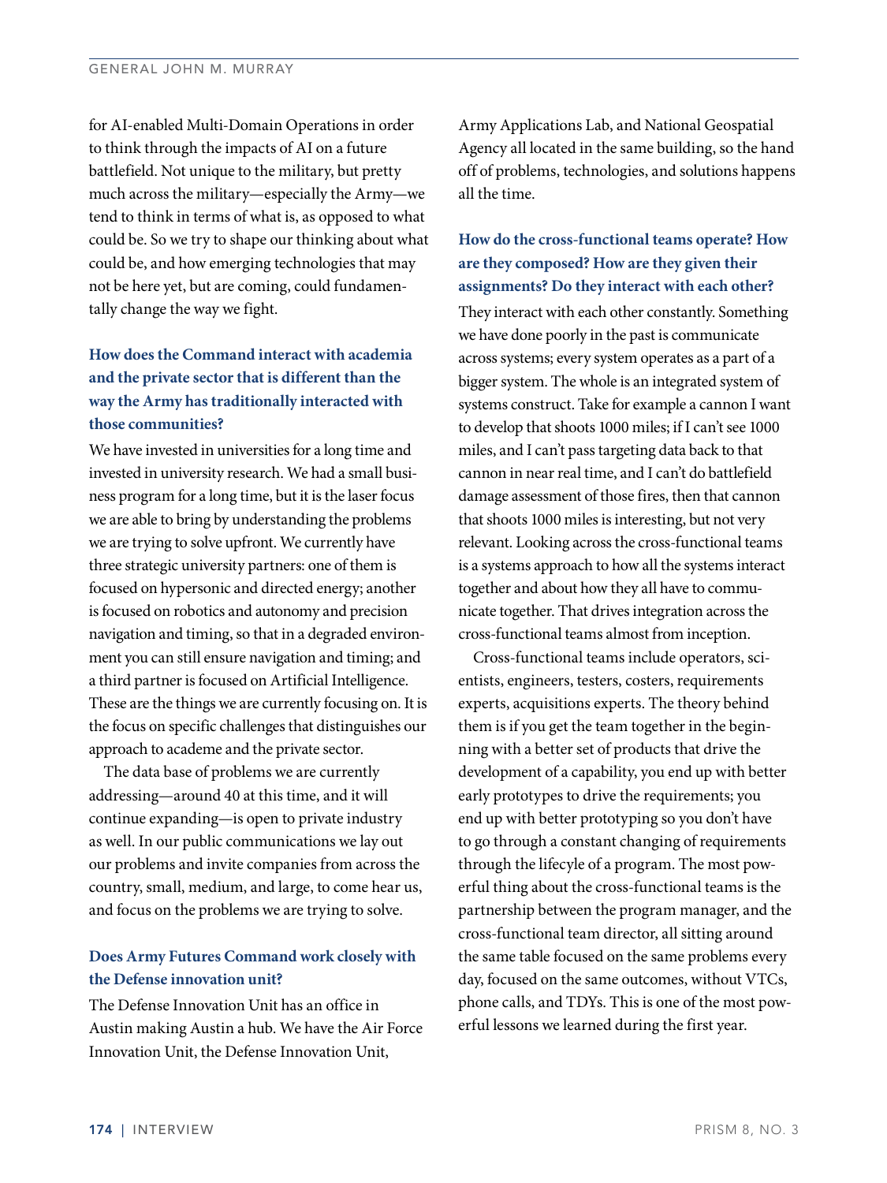for AI-enabled Multi-Domain Operations in order to think through the impacts of AI on a future battlefield. Not unique to the military, but pretty much across the military—especially the Army—we tend to think in terms of what is, as opposed to what could be. So we try to shape our thinking about what could be, and how emerging technologies that may not be here yet, but are coming, could fundamentally change the way we fight.

**How does the Command interact with academia and the private sector that is different than the way the Army has traditionally interacted with those communities?**

We have invested in universities for a long time and invested in university research. We had a small business program for a long time, but it is the laser focus we are able to bring by understanding the problems we are trying to solve upfront. We currently have three strategic university partners: one of them is focused on hypersonic and directed energy; another is focused on robotics and autonomy and precision navigation and timing, so that in a degraded environment you can still ensure navigation and timing; and a third partner is focused on Artificial Intelligence. These are the things we are currently focusing on. It is the focus on specific challenges that distinguishes our approach to academe and the private sector.

The data base of problems we are currently addressing—around 40 at this time, and it will continue expanding—is open to private industry as well. In our public communications we lay out our problems and invite companies from across the country, small, medium, and large, to come hear us, and focus on the problems we are trying to solve.

**Does Army Futures Command work closely with the Defense innovation unit?**

The Defense Innovation Unit has an office in Austin making Austin a hub. We have the Air Force Innovation Unit, the Defense Innovation Unit, Army Applications Lab, and National Geospatial Agency all located in the same building, so the hand off of problems, technologies, and solutions happens all the time.

**How do the cross-functional teams operate? How are they composed? How are they given their assignments? Do they interact with each other?**

They interact with each other constantly. Something we have done poorly in the past is communicate across systems; every system operates as a part of a bigger system. The whole is an integrated system of systems construct. Take for example a cannon I want to develop that shoots 1000 miles; if I can't see 1000 miles, and I can't pass targeting data back to that cannon in near real time, and I can't do battlefield damage assessment of those fires, then that cannon that shoots 1000 miles is interesting, but not very relevant. Looking across the cross-functional teams is a systems approach to how all the systems interact together and about how they all have to communicate together. That drives integration across the cross-functional teams almost from inception.

Cross-functional teams include operators, scientists, engineers, testers, costers, requirements experts, acquisitions experts. The theory behind them is if you get the team together in the beginning with a better set of products that drive the development of a capability, you end up with better early prototypes to drive the requirements; you end up with better prototyping so you don't have to go through a constant changing of requirements through the lifecyle of a program. The most powerful thing about the cross-functional teams is the partnership between the program manager, and the cross-functional team director, all sitting around the same table focused on the same problems every day, focused on the same outcomes, without VTCs, phone calls, and TDYs. This is one of the most powerful lessons we learned during the first year.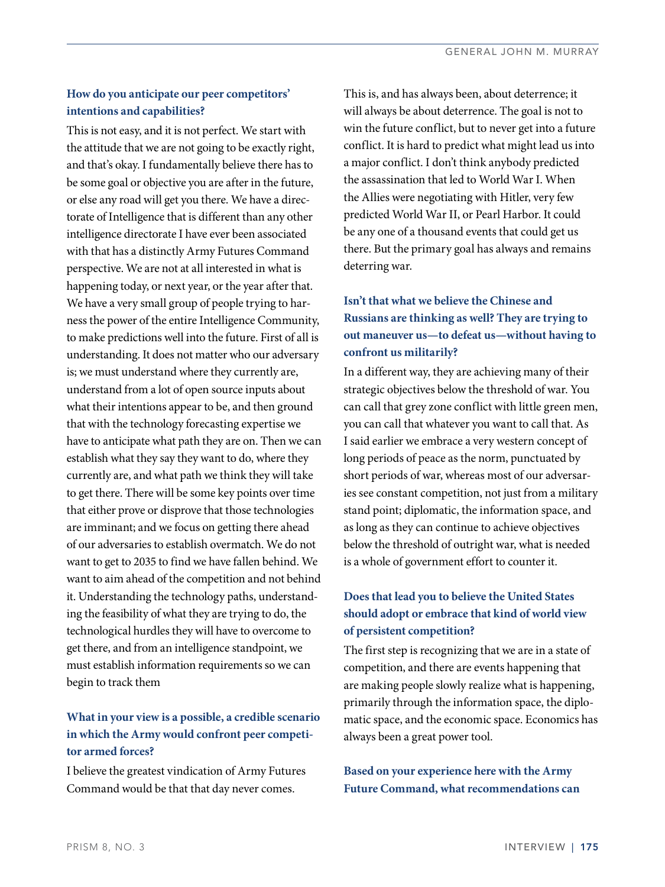**How do you anticipate our peer competitors' intentions and capabilities?**

This is not easy, and it is not perfect. We start with the attitude that we are not going to be exactly right, and that's okay. I fundamentally believe there has to be some goal or objective you are after in the future, or else any road will get you there. We have a directorate of Intelligence that is different than any other intelligence directorate I have ever been associated with that has a distinctly Army Futures Command perspective. We are not at all interested in what is happening today, or next year, or the year after that. We have a very small group of people trying to harness the power of the entire Intelligence Community, to make predictions well into the future. First of all is understanding. It does not matter who our adversary is; we must understand where they currently are, understand from a lot of open source inputs about what their intentions appear to be, and then ground that with the technology forecasting expertise we have to anticipate what path they are on. Then we can establish what they say they want to do, where they currently are, and what path we think they will take to get there. There will be some key points over time that either prove or disprove that those technologies are imminant; and we focus on getting there ahead of our adversaries to establish overmatch. We do not want to get to 2035 to find we have fallen behind. We want to aim ahead of the competition and not behind it. Understanding the technology paths, understanding the feasibility of what they are trying to do, the technological hurdles they will have to overcome to get there, and from an intelligence standpoint, we must establish information requirements so we can begin to track them

**What in your view is a possible, a credible scenario in which the Army would confront peer competitor armed forces?**

I believe the greatest vindication of Army Futures Command would be that that day never comes. This is, and has always been, about deterrence; it will always be about deterrence. The goal is not to win the future conflict, but to never get into a future conflict. It is hard to predict what might lead us into a major conflict. I don't think anybody predicted the assassination that led to World War I. When the Allies were negotiating with Hitler, very few predicted World War II, or Pearl Harbor. It could be any one of a thousand events that could get us there. But the primary goal has always and remains deterring war.

**Isn't that what we believe the Chinese and Russians are thinking as well? They are trying to out maneuver us—to defeat us—without having to confront us militarily?**

In a different way, they are achieving many of their strategic objectives below the threshold of war. You can call that grey zone conflict with little green men, you can call that whatever you want to call that. As I said earlier we embrace a very western concept of long periods of peace as the norm, punctuated by short periods of war, whereas most of our adversaries see constant competition, not just from a military stand point; diplomatic, the information space, and as long as they can continue to achieve objectives below the threshold of outright war, what is needed is a whole of government effort to counter it.

**Does that lead you to believe the United States should adopt or embrace that kind of world view of persistent competition?**

The first step is recognizing that we are in a state of competition, and there are events happening that are making people slowly realize what is happening, primarily through the information space, the diplomatic space, and the economic space. Economics has always been a great power tool.

**Based on your experience here with the Army Future Command, what recommendations can**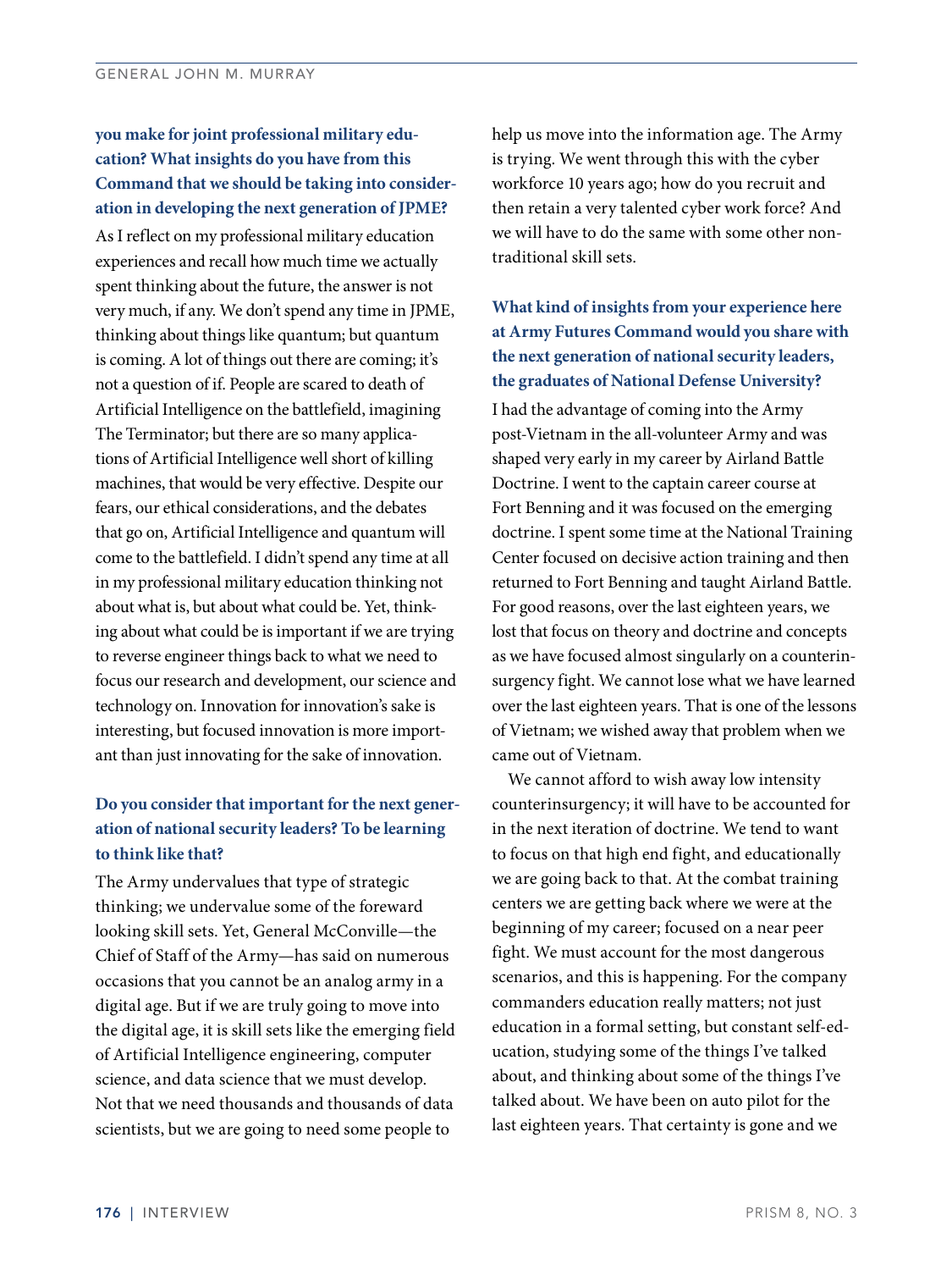**you make for joint professional military education? What insights do you have from this Command that we should be taking into consideration in developing the next generation of JPME?**

As I reflect on my professional military education experiences and recall how much time we actually spent thinking about the future, the answer is not very much, if any. We don't spend any time in JPME, thinking about things like quantum; but quantum is coming. A lot of things out there are coming; it's not a question of if. People are scared to death of Artificial Intelligence on the battlefield, imagining The Terminator; but there are so many applications of Artificial Intelligence well short of killing machines, that would be very effective. Despite our fears, our ethical considerations, and the debates that go on, Artificial Intelligence and quantum will come to the battlefield. I didn't spend any time at all in my professional military education thinking not about what is, but about what could be. Yet, thinking about what could be is important if we are trying to reverse engineer things back to what we need to focus our research and development, our science and technology on. Innovation for innovation's sake is interesting, but focused innovation is more important than just innovating for the sake of innovation.

**Do you consider that important for the next generation of national security leaders? To be learning to think like that?**

The Army undervalues that type of strategic thinking; we undervalue some of the foreward looking skill sets. Yet, General McConville—the Chief of Staff of the Army—has said on numerous occasions that you cannot be an analog army in a digital age. But if we are truly going to move into the digital age, it is skill sets like the emerging field of Artificial Intelligence engineering, computer science, and data science that we must develop. Not that we need thousands and thousands of data scientists, but we are going to need some people to help us move into the information age. The Army is trying. We went through this with the cyber workforce 10 years ago; how do you recruit and then retain a very talented cyber work force? And we will have to do the same with some other non-traditional skill sets.

**What kind of insights from your experience here at Army Futures Command would you share with the next generation of national security leaders, the graduates of National Defense University?**

I had the advantage of coming into the Army post-Vietnam in the all-volunteer Army and was shaped very early in my career by Airland Battle Doctrine. I went to the captain career course at Fort Benning and it was focused on the emerging doctrine. I spent some time at the National Training Center focused on decisive action training and then returned to Fort Benning and taught Airland Battle. For good reasons, over the last eighteen years, we lost that focus on theory and doctrine and concepts as we have focused almost singularly on a counterinsurgency fight. We cannot lose what we have learned over the last eighteen years. That is one of the lessons of Vietnam; we wished away that problem when we came out of Vietnam.

We cannot afford to wish away low intensity counterinsurgency; it will have to be accounted for in the next iteration of doctrine. We tend to want to focus on that high end fight, and educationally we are going back to that. At the combat training centers we are getting back where we were at the beginning of my career; focused on a near peer fight. We must account for the most dangerous scenarios, and this is happening. For the company commanders education really matters; not just education in a formal setting, but constant self-education, studying some of the things I've talked about, and thinking about some of the things I've talked about. We have been on auto pilot for the last eighteen years. That certainty is gone and we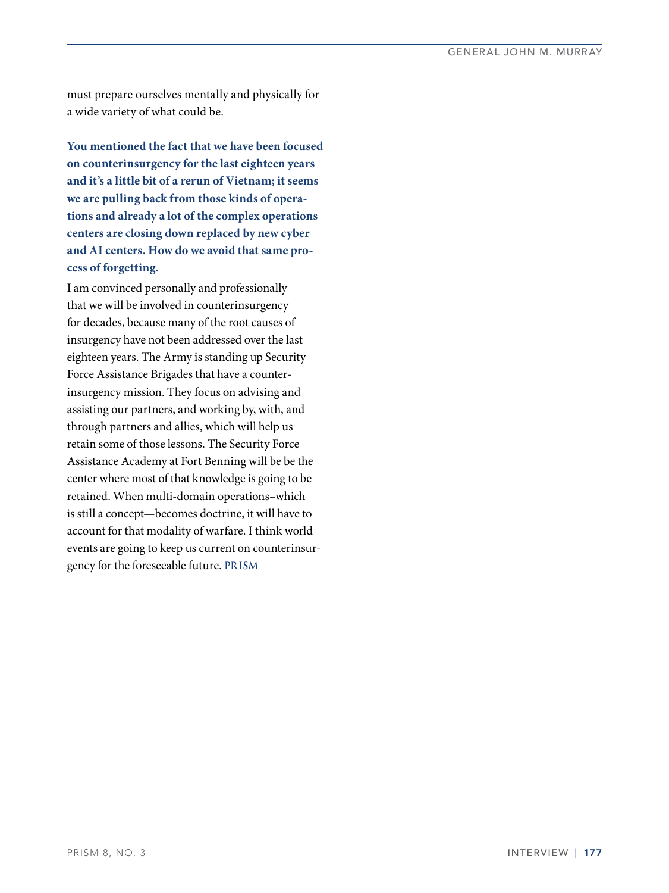must prepare ourselves mentally and physically for a wide variety of what could be.

**You mentioned the fact that we have been focused on counterinsurgency for the last eighteen years and it's a little bit of a rerun of Vietnam; it seems we are pulling back from those kinds of operations and already a lot of the complex operations centers are closing down replaced by new cyber and AI centers. How do we avoid that same process of forgetting.**

I am convinced personally and professionally that we will be involved in counterinsurgency for decades, because many of the root causes of insurgency have not been addressed over the last eighteen years. The Army is standing up Security Force Assistance Brigades that have a counterinsurgency mission. They focus on advising and assisting our partners, and working by, with, and through partners and allies, which will help us retain some of those lessons. The Security Force Assistance Academy at Fort Benning will be be the center where most of that knowledge is going to be retained. When multi-domain operations–which is still a concept—becomes doctrine, it will have to account for that modality of warfare. I think world events are going to keep us current on counterinsurgency for the foreseeable future. **PRISM**